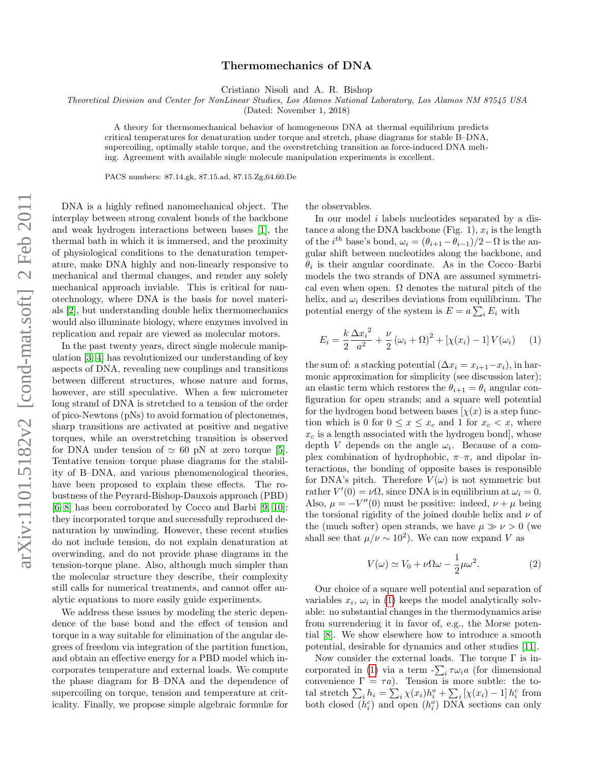# Thermomechanics of DNA

Cristiano Nisoli and A. R. Bishop

*Theoretical Division and Center for NonLinear Studies, Los Alamos National Laboratory, Los Alamos NM 87545 USA*

(Dated: November 1, 2018)

A theory for thermomechanical behavior of homogeneous DNA at thermal equilibrium predicts critical temperatures for denaturation under torque and stretch, phase diagrams for stable B–DNA, supercoiling, optimally stable torque, and the overstretching transition as force-induced DNA melting. Agreement with available single molecule manipulation experiments is excellent.

PACS numbers: 87.14.gk, 87.15.ad, 87.15.Zg,64.60.De

DNA is a highly refined nanomechanical object. The interplay between strong covalent bonds of the backbone and weak hydrogen interactions between bases [1], the thermal bath in which it is immersed, and the proximity of physiological conditions to the denaturation temperature, make DNA highly and non-linearly responsive to mechanical and thermal changes, and render any solely mechanical approach inviable. This is critical for nanotechnology, where DNA is the basis for novel materials [2], but understanding double helix thermomechanics would also illuminate biology, where enzymes involved in replication and repair are viewed as molecular motors.

In the past twenty years, direct single molecule manipulation [3, 4] has revolutionized our understanding of key aspects of DNA, revealing new couplings and transitions between different structures, whose nature and forms, however, are still speculative. When a few micrometer long strand of DNA is stretched to a tension of the order of pico-Newtons (pNs) to avoid formation of plectonemes, sharp transitions are activated at positive and negative torques, while an overstretching transition is observed for DNA under tension of $\simeq 60$ pN at zero torque [5]. Tentative tension–torque phase diagrams for the stability of B–DNA, and various phenomenological theories, have been proposed to explain these effects. The robustness of the Peyrard-Bishop-Dauxois approach (PBD) [6–8] has been corroborated by Cocco and Barbi [9, 10]: they incorporated torque and successfully reproduced denaturation by unwinding. However, these recent studies do not include tension, do not explain denaturation at overwinding, and do not provide phase diagrams in the tension-torque plane. Also, although much simpler than the molecular structure they describe, their complexity still calls for numerical treatments, and cannot offer analytic equations to more easily guide experiments.

We address these issues by modeling the steric dependence of the base bond and the effect of tension and torque in a way suitable for elimination of the angular degrees of freedom via integration of the partition function, and obtain an effective energy for a PBD model which incorporates temperature and external loads. We compute the phase diagram for B–DNA and the dependence of supercoiling on torque, tension and temperature at criticality. Finally, we propose simple algebraic formulæ for the observables.

In our model $i$ labels nucleotides separated by a distance $a$ along the DNA backbone (Fig. 1), $x_i$ is the length of the $i^{th}$ base's bond, $\omega_i = (\theta_{i+1} - \theta_{i-1})/2 - \Omega$ is the angular shift between nucleotides along the backbone, and $\theta_i$ is their angular coordinate. As in the Cocco–Barbi models the two strands of DNA are assumed symmetrical even when open. $\Omega$ denotes the natural pitch of the helix, and $\omega_i$ describes deviations from equilibrium. The potential energy of the system is $E = a\sum_i E_i$ with

$$E_i = \frac{k}{2}\frac{\Delta x_i^{\,2}}{a^2} + \frac{\nu}{2}\left(\omega_i + \Omega\right)^2 + \left[\chi(x_i) - 1\right] V(\omega_i) \qquad (1)$$

the sum of: a stacking potential ($\Delta x_i = x_{i+1} - x_i$), in harmonic approximation for simplicity (see discussion later); an elastic term which restores the $\theta_{i+1} = \theta_i$ angular configuration for open strands; and a square well potential for the hydrogen bond between bases [$\chi(x)$ is a step function which is 0 for $0 \leq x \leq x_c$ and 1 for $x_c < x$, where $x_c$ is a length associated with the hydrogen bond], whose depth $V$ depends on the angle $\omega_i$. Because of a complex combination of hydrophobic, $\pi$–$\pi$, and dipolar interactions, the bonding of opposite bases is responsible for DNA's pitch. Therefore $V(\omega)$ is not symmetric but rather $V'(0) = \nu\Omega$, since DNA is in equilibrium at $\omega_i = 0$. Also, $\mu = -V''(0)$ must be positive: indeed, $\nu + \mu$ being the torsional rigidity of the joined double helix and $\nu$ of the (much softer) open strands, we have $\mu \gg \nu > 0$ (we shall see that $\mu/\nu \sim 10^2$). We can now expand $V$ as

$$V(\omega) \simeq V_0 + \nu\Omega\omega - \frac{1}{2}\mu\omega^2. \qquad (2)$$

Our choice of a square well potential and separation of variables $x_i$, $\omega_i$ in (1) keeps the model analytically solvable: no substantial changes in the thermodynamics arise from surrendering it in favor of, e.g., the Morse potential [8]. We show elsewhere how to introduce a smooth potential, desirable for dynamics and other studies [11].

Now consider the external loads. The torque $\Gamma$ is incorporated in (1) via a term $-\sum_i \tau\omega_i a$ (for dimensional convenience $\Gamma = \tau a$). Tension is more subtle: the total stretch $\sum_i h_i = \sum_i \chi(x_i) h_i^o + \sum_i \left[\chi(x_i) - 1\right] h_i^c$ from both closed ($h_i^c$) and open ($h_i^o$) DNA sections can only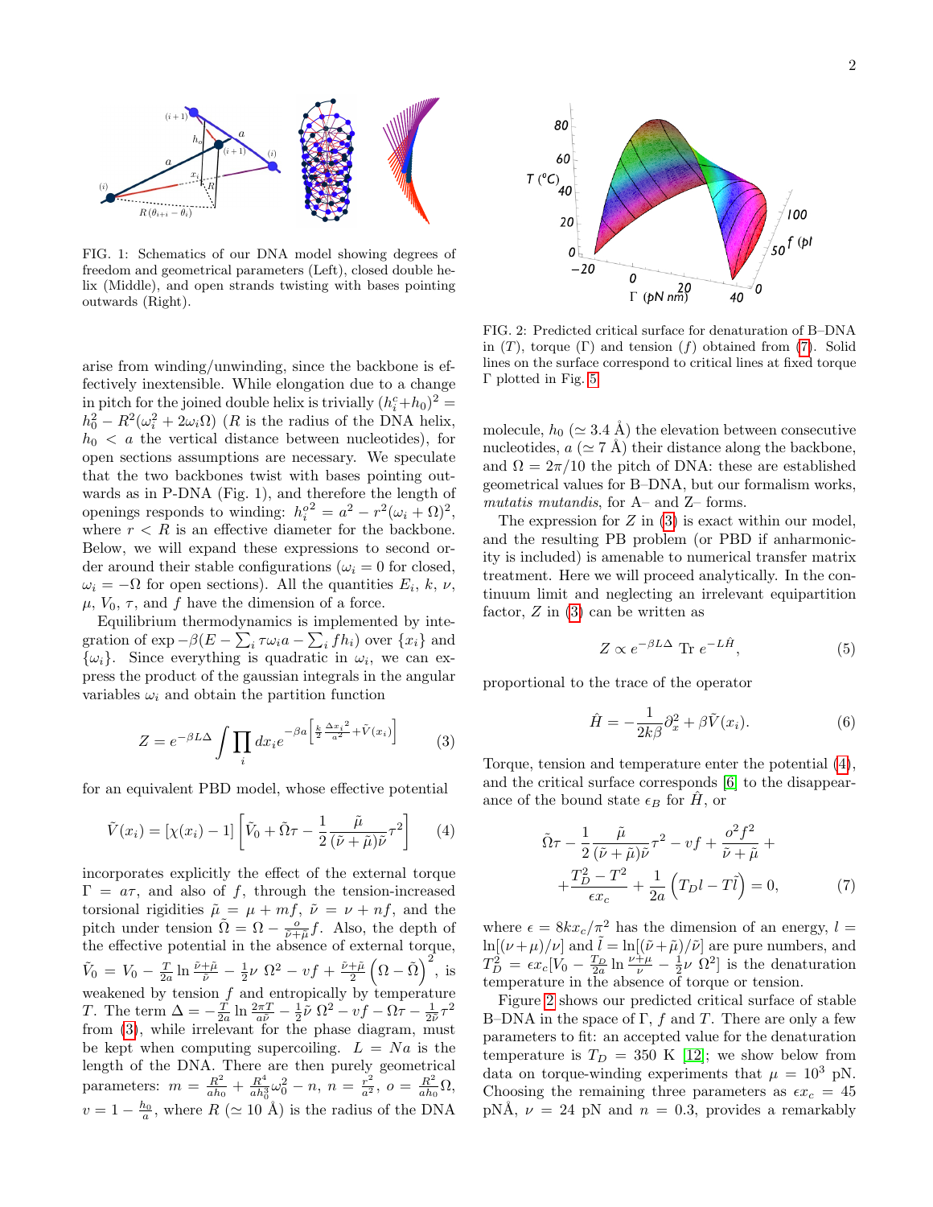FIG. 1: Schematics of our DNA model showing degrees of freedom and geometrical parameters (Left), closed double helix (Middle), and open strands twisting with bases pointing outwards (Right).

arise from winding/unwinding, since the backbone is effectively inextensible. While elongation due to a change in pitch for the joined double helix is trivially $(h_i^c+h_0)^2 = h_0^2 - R^2(\omega_i^2 + 2\omega_i\Omega)$ ($R$ is the radius of the DNA helix, $h_0 < a$ the vertical distance between nucleotides), for open sections assumptions are necessary. We speculate that the two backbones twist with bases pointing outwards as in P-DNA (Fig. 1), and therefore the length of openings responds to winding: $h_i^{o\,2} = a^2 - r^2(\omega_i + \Omega)^2$, where $r < R$ is an effective diameter for the backbone. Below, we will expand these expressions to second order around their stable configurations ($\omega_i = 0$ for closed, $\omega_i = -\Omega$ for open sections). All the quantities $E_i$, $k$, $\nu$, $\mu$, $V_0$, $\tau$, and $f$ have the dimension of a force.

Equilibrium thermodynamics is implemented by integration of $\exp -\beta(E - \sum_i \tau\omega_i a - \sum_i f h_i)$ over $\{x_i\}$ and $\{\omega_i\}$. Since everything is quadratic in $\omega_i$, we can express the product of the gaussian integrals in the angular variables $\omega_i$ and obtain the partition function

$$Z = e^{-\beta L\Delta}\int \prod_i dx_i e^{-\beta a\left[\frac{k}{2}\frac{\Delta x_i{}^2}{a^2} + \tilde{V}(x_i)\right]} \tag{3}$$

for an equivalent PBD model, whose effective potential

$$\tilde{V}(x_i) = [\chi(x_i) - 1]\left[\tilde{V}_0 + \tilde{\Omega}\tau - \frac{1}{2}\frac{\tilde{\mu}}{(\tilde{\nu}+\tilde{\mu})\tilde{\nu}}\tau^2\right] \tag{4}$$

incorporates explicitly the effect of the external torque $\Gamma = a\tau$, and also of $f$, through the tension-increased torsional rigidities $\tilde{\mu} = \mu + mf$, $\tilde{\nu} = \nu + nf$, and the pitch under tension $\tilde{\Omega} = \Omega - \frac{o}{\tilde{\nu}+\tilde{\mu}}f$. Also, the depth of the effective potential in the absence of external torque, $\tilde{V}_0 = V_0 - \frac{T}{2a}\ln\frac{\tilde{\nu}+\tilde{\mu}}{\tilde{\nu}} - \frac{1}{2}\nu\ \Omega^2 - vf + \frac{\tilde{\nu}+\tilde{\mu}}{2}\left(\Omega - \tilde{\Omega}\right)^2$, is weakened by tension $f$ and entropically by temperature $T$. The term $\Delta = -\frac{T}{2a}\ln\frac{2\pi T}{a\tilde{\nu}} - \frac{1}{2}\tilde{\nu}\ \Omega^2 - vf - \Omega\tau - \frac{1}{2\tilde{\nu}}\tau^2$ from (3), while irrelevant for the phase diagram, must be kept when computing supercoiling. $L = Na$ is the length of the DNA. There are then purely geometrical parameters: $m = \frac{R^2}{ah_0} + \frac{R^4}{ah_0^3}\omega_0^2 - n$, $n = \frac{r^2}{a^2}$, $o = \frac{R^2}{ah_0}\Omega$, $v = 1 - \frac{h_0}{a}$, where $R$ ($\simeq 10$ Å) is the radius of the DNA molecule, $h_0$ ($\simeq 3.4$ Å) the elevation between consecutive nucleotides, $a$ ($\simeq 7$ Å) their distance along the backbone, and $\Omega = 2\pi/10$ the pitch of DNA: these are established geometrical values for B–DNA, but our formalism works, *mutatis mutandis*, for A– and Z– forms.

FIG. 2: Predicted critical surface for denaturation of B–DNA in ($T$), torque ($\Gamma$) and tension ($f$) obtained from (7). Solid lines on the surface correspond to critical lines at fixed torque $\Gamma$ plotted in Fig. 5

The expression for $Z$ in (3) is exact within our model, and the resulting PB problem (or PBD if anharmonicity is included) is amenable to numerical transfer matrix treatment. Here we will proceed analytically. In the continuum limit and neglecting an irrelevant equipartition factor, $Z$ in (3) can be written as

$$Z \propto e^{-\beta L\Delta}\ \mathrm{Tr}\ e^{-L\hat{H}}, \tag{5}$$

proportional to the trace of the operator

$$\hat{H} = -\frac{1}{2k\beta}\partial_x^2 + \beta\tilde{V}(x_i). \tag{6}$$

Torque, tension and temperature enter the potential (4), and the critical surface corresponds [6] to the disappearance of the bound state $\epsilon_B$ for $\hat{H}$, or

$$\tilde{\Omega}\tau - \frac{1}{2}\frac{\tilde{\mu}}{(\tilde{\nu}+\tilde{\mu})\tilde{\nu}}\tau^2 - vf + \frac{o^2f^2}{\tilde{\nu}+\tilde{\mu}} + \\ + \frac{T_D^2 - T^2}{\epsilon x_c} + \frac{1}{2a}\left(T_D l - T\tilde{l}\right) = 0, \tag{7}$$

where $\epsilon = 8kx_c/\pi^2$ has the dimension of an energy, $l = \ln[(\nu+\mu)/\nu]$ and $\tilde{l} = \ln[(\tilde{\nu}+\tilde{\mu})/\tilde{\nu}]$ are pure numbers, and $T_D^2 = \epsilon x_c[V_0 - \frac{T_D}{2a}\ln\frac{\nu+\mu}{\nu} - \frac{1}{2}\nu\ \Omega^2]$ is the denaturation temperature in the absence of torque or tension.

Figure 2 shows our predicted critical surface of stable B–DNA in the space of $\Gamma$, $f$ and $T$. There are only a few parameters to fit: an accepted value for the denaturation temperature is $T_D = 350$ K [12]; we show below from data on torque-winding experiments that $\mu = 10^3$ pN. Choosing the remaining three parameters as $\epsilon x_c = 45$ pNÅ, $\nu = 24$ pN and $n = 0.3$, provides a remarkably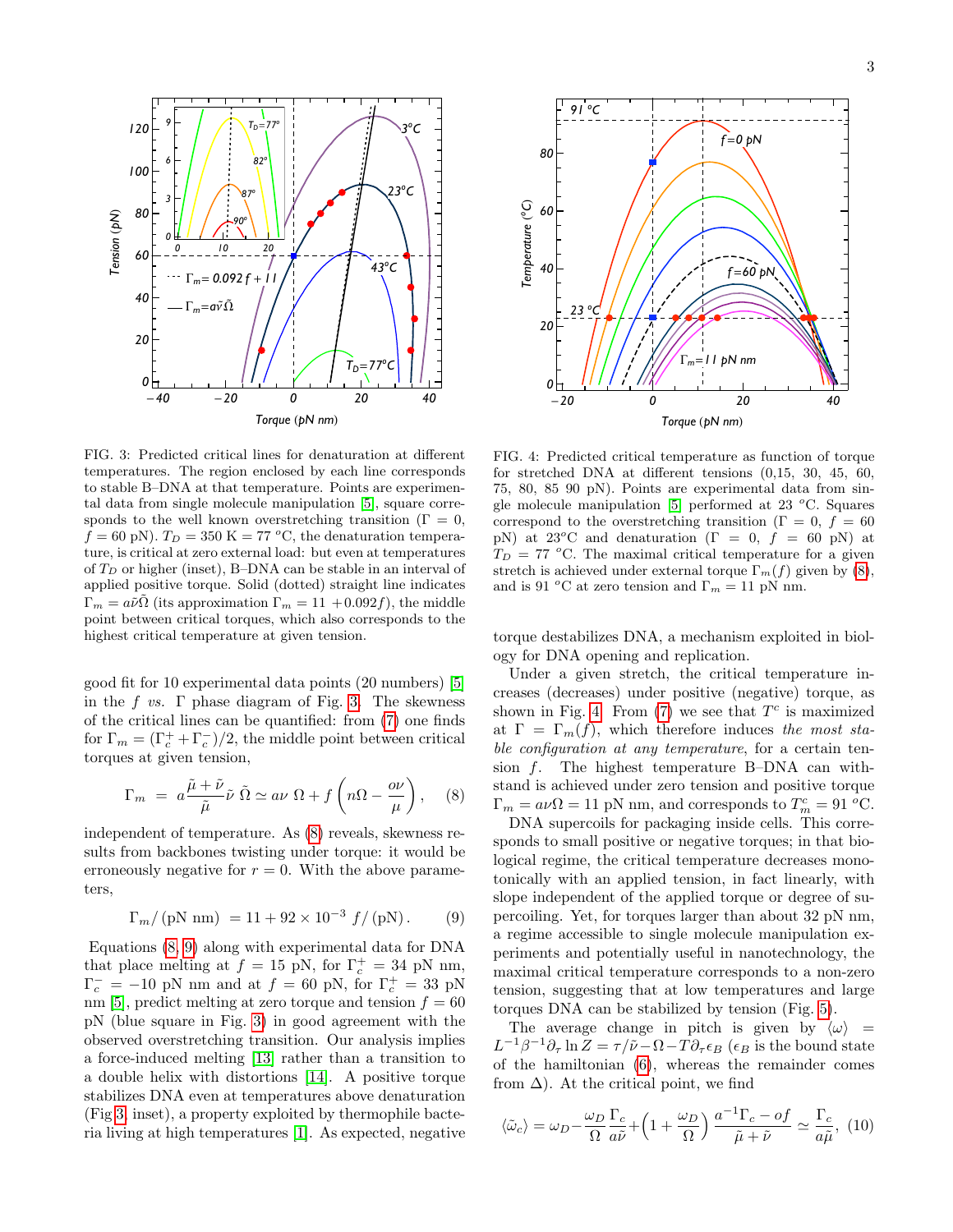FIG. 3: Predicted critical lines for denaturation at different temperatures. The region enclosed by each line corresponds to stable B–DNA at that temperature. Points are experimental data from single molecule manipulation [5], square corresponds to the well known overstretching transition ($\Gamma = 0$, $f = 60$ pN). $T_D = 350$ K $= 77$ $^oC$, the denaturation temperature, is critical at zero external load: but even at temperatures of $T_D$ or higher (inset), B–DNA can be stable in an interval of applied positive torque. Solid (dotted) straight line indicates $\Gamma_m = a\tilde{\nu}\tilde{\Omega}$ (its approximation $\Gamma_m = 11 + 0.092 f$), the middle point between critical torques, which also corresponds to the highest critical temperature at given tension.

FIG. 4: Predicted critical temperature as function of torque for stretched DNA at different tensions (0,15, 30, 45, 60, 75, 80, 85 90 pN). Points are experimental data from single molecule manipulation [5] performed at 23 $^oC$. Squares correspond to the overstretching transition ($\Gamma = 0$, $f = 60$ pN) at 23$^oC$ and denaturation ($\Gamma = 0$, $f = 60$ pN) at $T_D = 77$ $^oC$. The maximal critical temperature for a given stretch is achieved under external torque $\Gamma_m(f)$ given by (8), and is 91 $^oC$ at zero tension and $\Gamma_m = 11$ pN nm.

good fit for 10 experimental data points (20 numbers) [5] in the $f$ *vs.* $\Gamma$ phase diagram of Fig. 3. The skewness of the critical lines can be quantified: from (7) one finds for $\Gamma_m = (\Gamma_c^+ + \Gamma_c^-)/2$, the middle point between critical torques at given tension,

$$\Gamma_m \ = \ a\frac{\tilde{\mu}+\tilde{\nu}}{\tilde{\mu}}\tilde{\nu}\ \tilde{\Omega} \simeq a\nu\ \Omega + f\left(n\Omega - \frac{o\nu}{\mu}\right), \quad (8)$$

independent of temperature. As (8) reveals, skewness results from backbones twisting under torque: it would be erroneously negative for $r = 0$. With the above parameters,

$$\Gamma_m/\,(\text{pN nm})\ = 11 + 92\times 10^{-3}\ f/\,(\text{pN}). \quad (9)$$

Equations (8, 9) along with experimental data for DNA that place melting at $f = 15$ pN, for $\Gamma_c^+ = 34$ pN nm, $\Gamma_c^- = -10$ pN nm and at $f = 60$ pN, for $\Gamma_c^+ = 33$ pN nm [5], predict melting at zero torque and tension $f = 60$ pN (blue square in Fig. 3) in good agreement with the observed overstretching transition. Our analysis implies a force-induced melting [13] rather than a transition to a double helix with distortions [14]. A positive torque stabilizes DNA even at temperatures above denaturation (Fig 3, inset), a property exploited by thermophile bacteria living at high temperatures [1]. As expected, negative torque destabilizes DNA, a mechanism exploited in biology for DNA opening and replication.

Under a given stretch, the critical temperature increases (decreases) under positive (negative) torque, as shown in Fig. 4. From (7) we see that $T^c$ is maximized at $\Gamma = \Gamma_m(f)$, which therefore induces *the most stable configuration at any temperature*, for a certain tension $f$. The highest temperature B–DNA can withstand is achieved under zero tension and positive torque $\Gamma_m = a\nu\Omega = 11$ pN nm, and corresponds to $T_m^c = 91$ $^oC$.

DNA supercoils for packaging inside cells. This corresponds to small positive or negative torques; in that biological regime, the critical temperature decreases monotonically with an applied tension, in fact linearly, with slope independent of the applied torque or degree of supercoiling. Yet, for torques larger than about 32 pN nm, a regime accessible to single molecule manipulation experiments and potentially useful in nanotechnology, the maximal critical temperature corresponds to a non-zero tension, suggesting that at low temperatures and large torques DNA can be stabilized by tension (Fig. 5).

The average change in pitch is given by $\langle\omega\rangle = L^{-1}\beta^{-1}\partial_\tau \ln Z = \tau/\tilde{\nu} - \Omega - T\partial_\tau \epsilon_B$ ($\epsilon_B$ is the bound state of the hamiltonian (6), whereas the remainder comes from $\Delta$). At the critical point, we find

$$\langle\tilde{\omega}_c\rangle = \omega_D - \frac{\omega_D}{\Omega}\frac{\Gamma_c}{a\tilde{\nu}} + \left(1+\frac{\omega_D}{\Omega}\right)\frac{a^{-1}\Gamma_c - of}{\tilde{\mu}+\tilde{\nu}} \simeq \frac{\Gamma_c}{a\tilde{\mu}}, \quad (10)$$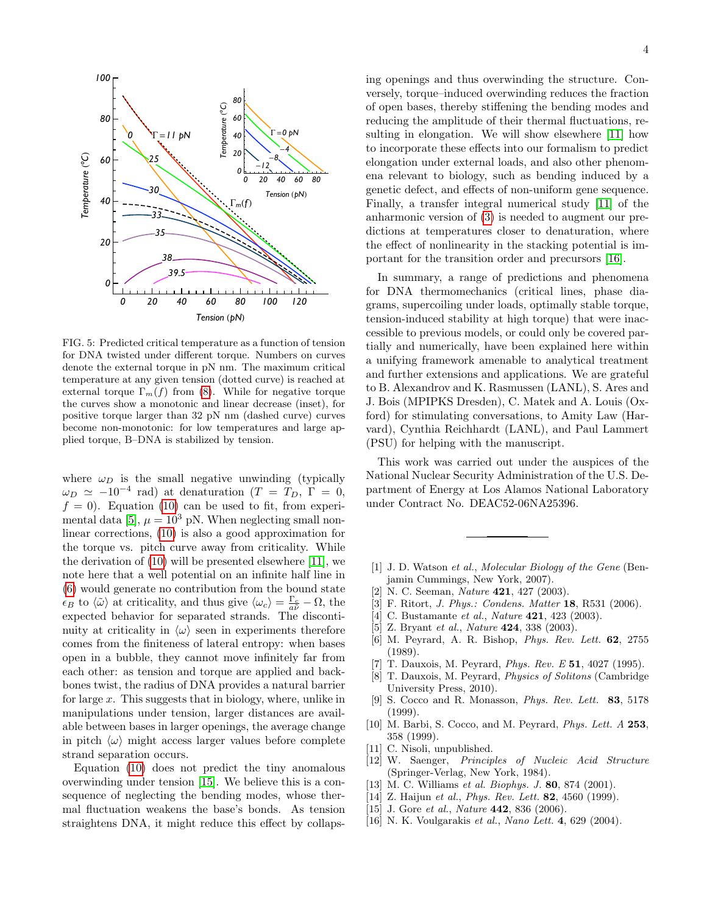100
80
60
40
20
0
Temperature (°C)
0
20
40
60
80
100
120
Tension (pN)
0
Γ=11 pN
25
30
33
35
38
39.5
$\Gamma_m(f)$
Temperature (°C)
80
60
40
20
0
0 20 40 60 80
Tension (pN)
Γ=0 pN
−4
−8
−12

FIG. 5: Predicted critical temperature as a function of tension for DNA twisted under different torque. Numbers on curves denote the external torque in pN nm. The maximum critical temperature at any given tension (dotted curve) is reached at external torque $\Gamma_m(f)$ from (8). While for negative torque the curves show a monotonic and linear decrease (inset), for positive torque larger than 32 pN nm (dashed curve) curves become non-monotonic: for low temperatures and large applied torque, B–DNA is stabilized by tension.

where $\omega_D$ is the small negative unwinding (typically $\omega_D \simeq -10^{-4}$ rad) at denaturation ($T = T_D$, $\Gamma = 0$, $f = 0$). Equation (10) can be used to fit, from experimental data [5], $\mu = 10^3$ pN. When neglecting small nonlinear corrections, (10) is also a good approximation for the torque vs. pitch curve away from criticality. While the derivation of (10) will be presented elsewhere [11], we note here that a well potential on an infinite half line in (6) would generate no contribution from the bound state $\epsilon_B$ to $\langle\tilde{\omega}\rangle$ at criticality, and thus give $\langle\omega_c\rangle = \frac{\Gamma_c}{a\tilde{\nu}} - \Omega$, the expected behavior for separated strands. The discontinuity at criticality in $\langle\omega\rangle$ seen in experiments therefore comes from the finiteness of lateral entropy: when bases open in a bubble, they cannot move infinitely far from each other: as tension and torque are applied and backbones twist, the radius of DNA provides a natural barrier for large $x$. This suggests that in biology, where, unlike in manipulations under tension, larger distances are available between bases in larger openings, the average change in pitch $\langle\omega\rangle$ might access larger values before complete strand separation occurs.

Equation (10) does not predict the tiny anomalous overwinding under tension [15]. We believe this is a consequence of neglecting the bending modes, whose thermal fluctuation weakens the base's bonds. As tension straightens DNA, it might reduce this effect by collapsing openings and thus overwinding the structure. Conversely, torque–induced overwinding reduces the fraction of open bases, thereby stiffening the bending modes and reducing the amplitude of their thermal fluctuations, resulting in elongation. We will show elsewhere [11] how to incorporate these effects into our formalism to predict elongation under external loads, and also other phenomena relevant to biology, such as bending induced by a genetic defect, and effects of non-uniform gene sequence. Finally, a transfer integral numerical study [11] of the anharmonic version of (3) is needed to augment our predictions at temperatures closer to denaturation, where the effect of nonlinearity in the stacking potential is important for the transition order and precursors [16].

In summary, a range of predictions and phenomena for DNA thermomechanics (critical lines, phase diagrams, supercoiling under loads, optimally stable torque, tension-induced stability at high torque) that were inaccessible to previous models, or could only be covered partially and numerically, have been explained here within a unifying framework amenable to analytical treatment and further extensions and applications. We are grateful to B. Alexandrov and K. Rasmussen (LANL), S. Ares and J. Bois (MPIPKS Dresden), C. Matek and A. Louis (Oxford) for stimulating conversations, to Amity Law (Harvard), Cynthia Reichhardt (LANL), and Paul Lammert (PSU) for helping with the manuscript.

This work was carried out under the auspices of the National Nuclear Security Administration of the U.S. Department of Energy at Los Alamos National Laboratory under Contract No. DEAC52-06NA25396.

---

[1] J. D. Watson *et al.*, *Molecular Biology of the Gene* (Benjamin Cummings, New York, 2007).
[2] N. C. Seeman, *Nature* **421**, 427 (2003).
[3] F. Ritort, *J. Phys.: Condens. Matter* **18**, R531 (2006).
[4] C. Bustamante *et al.*, *Nature* **421**, 423 (2003).
[5] Z. Bryant *et al.*, *Nature* **424**, 338 (2003).
[6] M. Peyrard, A. R. Bishop, *Phys. Rev. Lett.* **62**, 2755 (1989).
[7] T. Dauxois, M. Peyrard, *Phys. Rev. E* **51**, 4027 (1995).
[8] T. Dauxois, M. Peyrard, *Physics of Solitons* (Cambridge University Press, 2010).
[9] S. Cocco and R. Monasson, *Phys. Rev. Lett.* **83**, 5178 (1999).
[10] M. Barbi, S. Cocco, and M. Peyrard, *Phys. Lett. A* **253**, 358 (1999).
[11] C. Nisoli, unpublished.
[12] W. Saenger, *Principles of Nucleic Acid Structure* (Springer-Verlag, New York, 1984).
[13] M. C. Williams *et al. Biophys. J.* **80**, 874 (2001).
[14] Z. Haijun *et al.*, *Phys. Rev. Lett.* **82**, 4560 (1999).
[15] J. Gore *et al.*, *Nature* **442**, 836 (2006).
[16] N. K. Voulgarakis *et al.*, *Nano Lett.* **4**, 629 (2004).